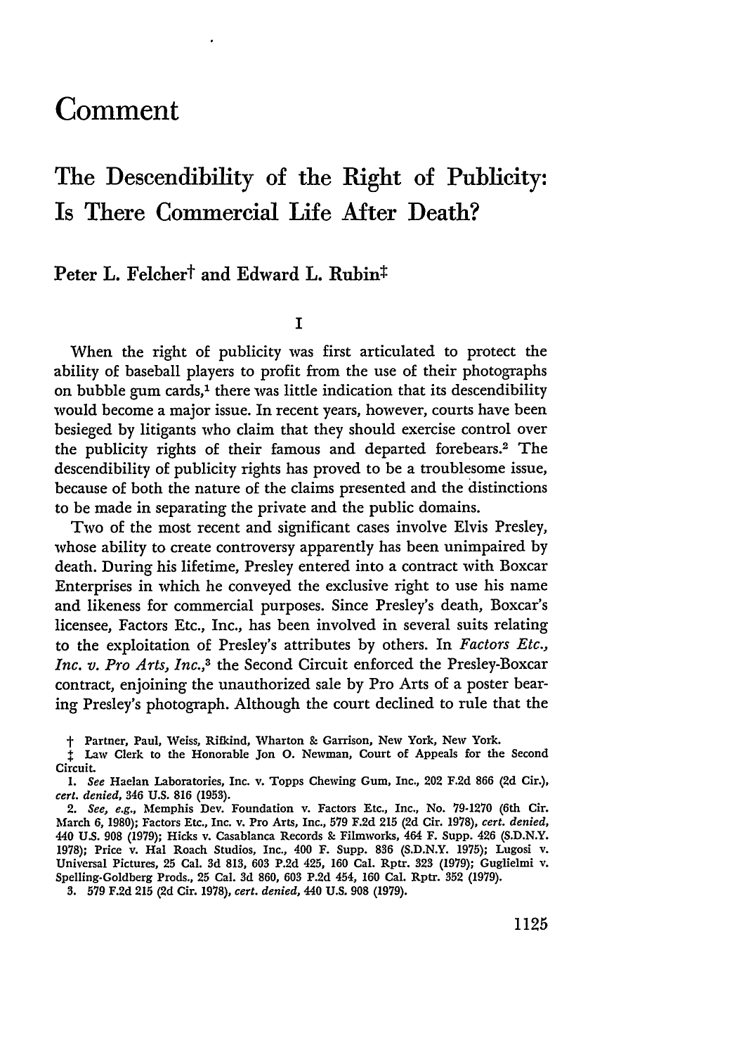# Comment

## The Descendibility of the Right of Publicity: Is There Commercial Life After Death?

Peter L. Felcher† and Edward L. Rubin‡

### I

When the right of publicity was first articulated to protect the ability of baseball players to profit from the use of their photographs on bubble gum cards,[1] there was little indication that its descendibility would become a major issue. In recent years, however, courts have been besieged by litigants who claim that they should exercise control over the publicity rights of their famous and departed forebears.[2] The descendibility of publicity rights has proved to be a troublesome issue, because of both the nature of the claims presented and the distinctions to be made in separating the private and the public domains.

Two of the most recent and significant cases involve Elvis Presley, whose ability to create controversy apparently has been unimpaired by death. During his lifetime, Presley entered into a contract with Boxcar Enterprises in which he conveyed the exclusive right to use his name and likeness for commercial purposes. Since Presley's death, Boxcar's licensee, Factors Etc., Inc., has been involved in several suits relating to the exploitation of Presley's attributes by others. In *Factors Etc., Inc. v. Pro Arts, Inc.*,[3] the Second Circuit enforced the Presley-Boxcar contract, enjoining the unauthorized sale by Pro Arts of a poster bearing Presley's photograph. Although the court declined to rule that the

† Partner, Paul, Weiss, Rifkind, Wharton & Garrison, New York, New York.

‡ Law Clerk to the Honorable Jon O. Newman, Court of Appeals for the Second Circuit.

1. *See* Haelan Laboratories, Inc. v. Topps Chewing Gum, Inc., 202 F.2d 866 (2d Cir.), *cert. denied*, 346 U.S. 816 (1953).

2. *See, e.g.*, Memphis Dev. Foundation v. Factors Etc., Inc., No. 79-1270 (6th Cir. March 6, 1980); Factors Etc., Inc. v. Pro Arts, Inc., 579 F.2d 215 (2d Cir. 1978), *cert. denied*, 440 U.S. 908 (1979); Hicks v. Casablanca Records & Filmworks, 464 F. Supp. 426 (S.D.N.Y. 1978); Price v. Hal Roach Studios, Inc., 400 F. Supp. 836 (S.D.N.Y. 1975); Lugosi v. Universal Pictures, 25 Cal. 3d 813, 603 P.2d 425, 160 Cal. Rptr. 323 (1979); Guglielmi v. Spelling-Goldberg Prods., 25 Cal. 3d 860, 603 P.2d 454, 160 Cal. Rptr. 352 (1979).

3. 579 F.2d 215 (2d Cir. 1978), *cert. denied*, 440 U.S. 908 (1979).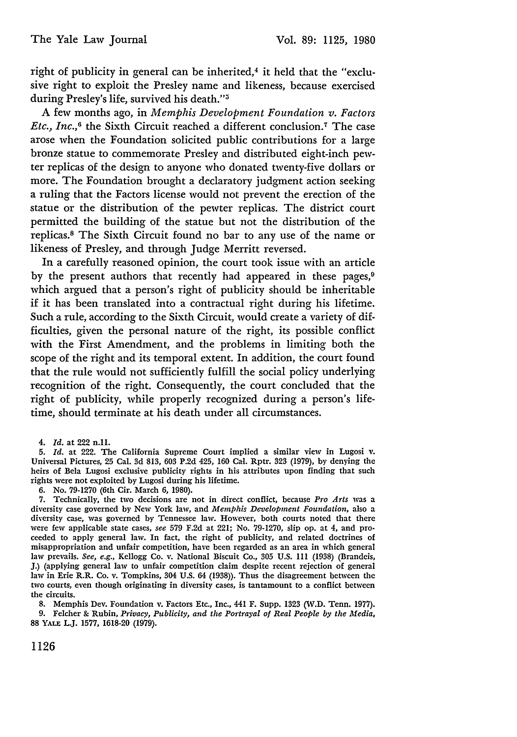right of publicity in general can be inherited,[4] it held that the "exclusive right to exploit the Presley name and likeness, because exercised during Presley's life, survived his death."[5]

A few months ago, in *Memphis Development Foundation v. Factors Etc., Inc.*,[6] the Sixth Circuit reached a different conclusion.[7] The case arose when the Foundation solicited public contributions for a large bronze statue to commemorate Presley and distributed eight-inch pewter replicas of the design to anyone who donated twenty-five dollars or more. The Foundation brought a declaratory judgment action seeking a ruling that the Factors license would not prevent the erection of the statue or the distribution of the pewter replicas. The district court permitted the building of the statue but not the distribution of the replicas.[8] The Sixth Circuit found no bar to any use of the name or likeness of Presley, and through Judge Merritt reversed.

In a carefully reasoned opinion, the court took issue with an article by the present authors that recently had appeared in these pages,[9] which argued that a person's right of publicity should be inheritable if it has been translated into a contractual right during his lifetime. Such a rule, according to the Sixth Circuit, would create a variety of difficulties, given the personal nature of the right, its possible conflict with the First Amendment, and the problems in limiting both the scope of the right and its temporal extent. In addition, the court found that the rule would not sufficiently fulfill the social policy underlying recognition of the right. Consequently, the court concluded that the right of publicity, while properly recognized during a person's lifetime, should terminate at his death under all circumstances.

4. *Id.* at 222 n.11.

5. *Id.* at 222. The California Supreme Court implied a similar view in Lugosi v. Universal Pictures, 25 Cal. 3d 813, 603 P.2d 425, 160 Cal. Rptr. 323 (1979), by denying the heirs of Bela Lugosi exclusive publicity rights in his attributes upon finding that such rights were not exploited by Lugosi during his lifetime.

6. No. 79-1270 (6th Cir. March 6, 1980).

7. Technically, the two decisions are not in direct conflict, because *Pro Arts* was a diversity case governed by New York law, and *Memphis Development Foundation*, also a diversity case, was governed by Tennessee law. However, both courts noted that there were few applicable state cases, *see* 579 F.2d at 221; No. 79-1270, slip op. at 4, and proceeded to apply general law. In fact, the right of publicity, and related doctrines of misappropriation and unfair competition, have been regarded as an area in which general law prevails. *See, e.g.*, Kellogg Co. v. National Biscuit Co., 305 U.S. 111 (1938) (Brandeis, J.) (applying general law to unfair competition claim despite recent rejection of general law in Erie R.R. Co. v. Tompkins, 304 U.S. 64 (1938)). Thus the disagreement between the two courts, even though originating in diversity cases, is tantamount to a conflict between the circuits.

8. Memphis Dev. Foundation v. Factors Etc., Inc., 441 F. Supp. 1323 (W.D. Tenn. 1977).

9. Felcher & Rubin, *Privacy, Publicity, and the Portrayal of Real People by the Media*, 88 YALE L.J. 1577, 1618-20 (1979).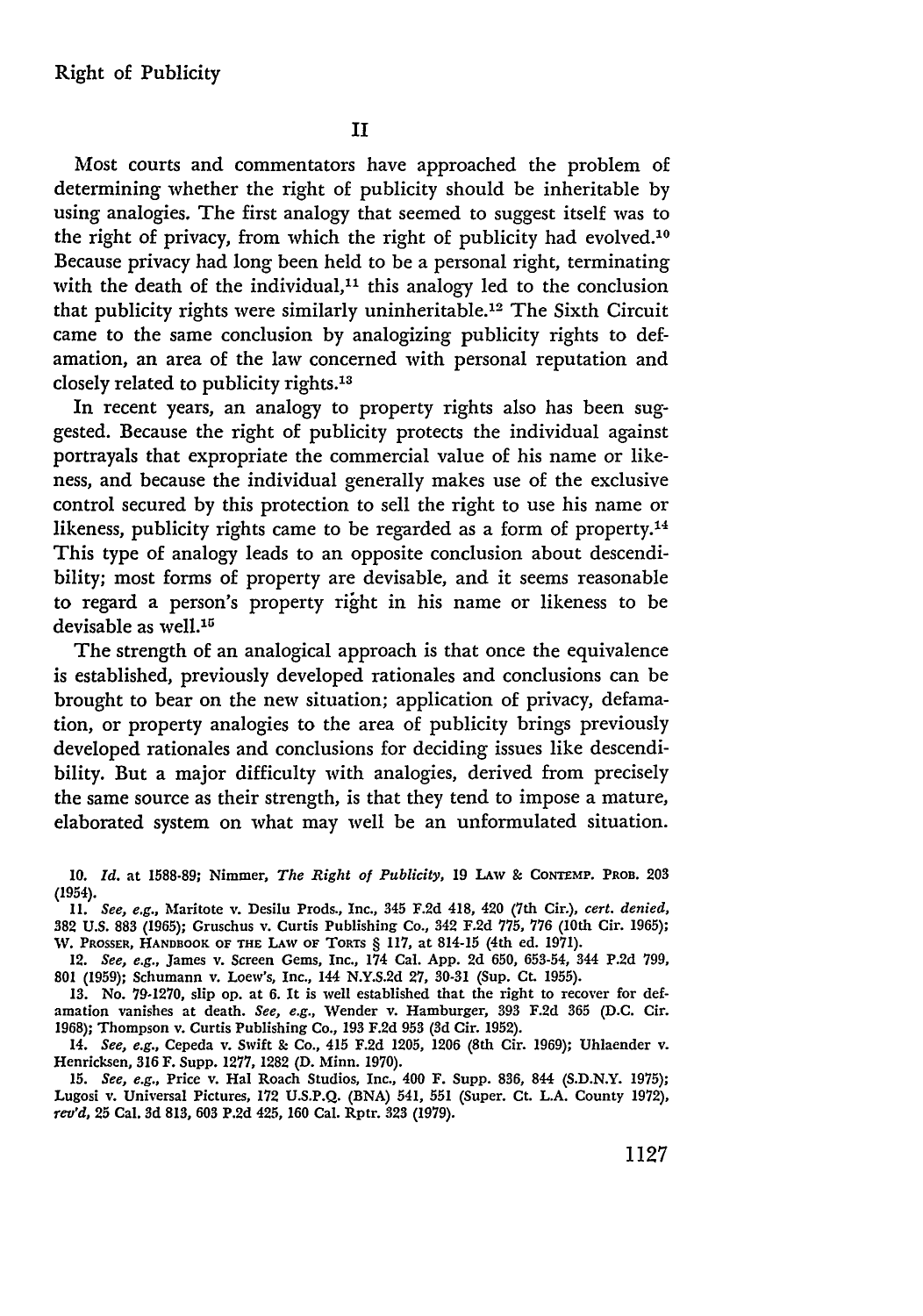## II

Most courts and commentators have approached the problem of determining whether the right of publicity should be inheritable by using analogies. The first analogy that seemed to suggest itself was to the right of privacy, from which the right of publicity had evolved.[10] Because privacy had long been held to be a personal right, terminating with the death of the individual,[11] this analogy led to the conclusion that publicity rights were similarly uninheritable.[12] The Sixth Circuit came to the same conclusion by analogizing publicity rights to defamation, an area of the law concerned with personal reputation and closely related to publicity rights.[13]

In recent years, an analogy to property rights also has been suggested. Because the right of publicity protects the individual against portrayals that expropriate the commercial value of his name or likeness, and because the individual generally makes use of the exclusive control secured by this protection to sell the right to use his name or likeness, publicity rights came to be regarded as a form of property.[14] This type of analogy leads to an opposite conclusion about descendibility; most forms of property are devisable, and it seems reasonable to regard a person's property right in his name or likeness to be devisable as well.[15]

The strength of an analogical approach is that once the equivalence is established, previously developed rationales and conclusions can be brought to bear on the new situation; application of privacy, defamation, or property analogies to the area of publicity brings previously developed rationales and conclusions for deciding issues like descendibility. But a major difficulty with analogies, derived from precisely the same source as their strength, is that they tend to impose a mature, elaborated system on what may well be an unformulated situation.

---

10. *Id.* at 1588-89; Nimmer, *The Right of Publicity*, 19 LAW & CONTEMP. PROB. 203 (1954).

11. *See, e.g.*, Maritote v. Desilu Prods., Inc., 345 F.2d 418, 420 (7th Cir.), *cert. denied*, 382 U.S. 883 (1965); Gruschus v. Curtis Publishing Co., 342 F.2d 775, 776 (10th Cir. 1965); W. PROSSER, HANDBOOK OF THE LAW OF TORTS § 117, at 814-15 (4th ed. 1971).

12. *See, e.g.*, James v. Screen Gems, Inc., 174 Cal. App. 2d 650, 653-54, 344 P.2d 799, 801 (1959); Schumann v. Loew's, Inc., 144 N.Y.S.2d 27, 30-31 (Sup. Ct. 1955).

13. No. 79-1270, slip op. at 6. It is well established that the right to recover for defamation vanishes at death. *See, e.g.*, Wender v. Hamburger, 393 F.2d 365 (D.C. Cir. 1968); Thompson v. Curtis Publishing Co., 193 F.2d 953 (3d Cir. 1952).

14. *See, e.g.*, Cepeda v. Swift & Co., 415 F.2d 1205, 1206 (8th Cir. 1969); Uhlaender v. Henricksen, 316 F. Supp. 1277, 1282 (D. Minn. 1970).

15. *See, e.g.*, Price v. Hal Roach Studios, Inc., 400 F. Supp. 836, 844 (S.D.N.Y. 1975); Lugosi v. Universal Pictures, 172 U.S.P.Q. (BNA) 541, 551 (Super. Ct. L.A. County 1972), *rev'd*, 25 Cal. 3d 813, 603 P.2d 425, 160 Cal. Rptr. 323 (1979).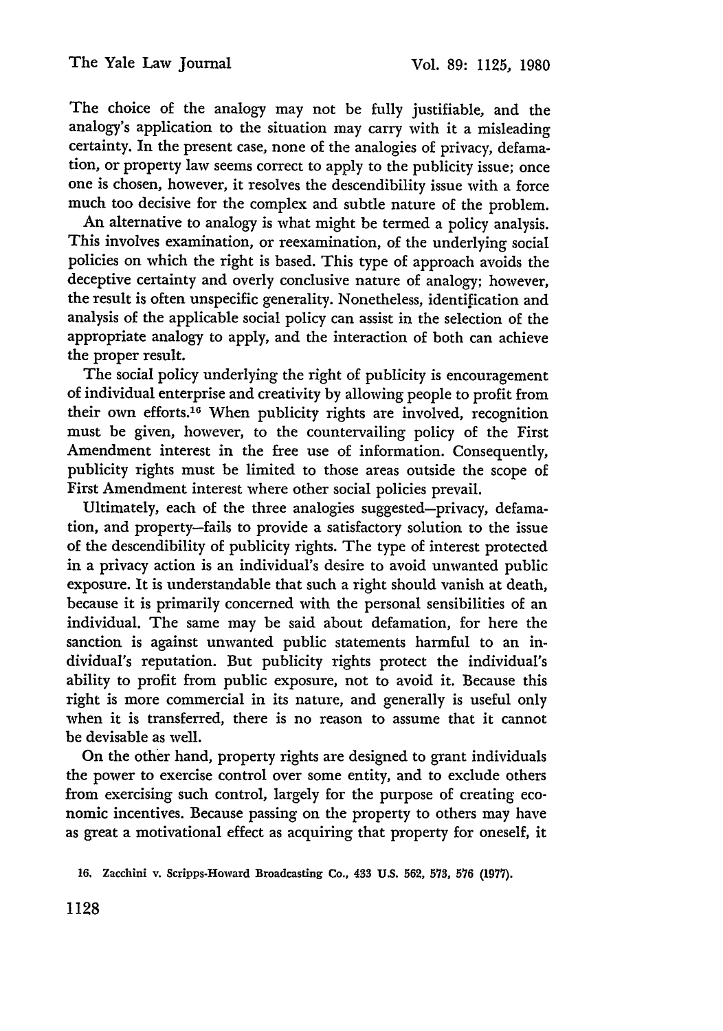The choice of the analogy may not be fully justifiable, and the analogy's application to the situation may carry with it a misleading certainty. In the present case, none of the analogies of privacy, defamation, or property law seems correct to apply to the publicity issue; once one is chosen, however, it resolves the descendibility issue with a force much too decisive for the complex and subtle nature of the problem.

An alternative to analogy is what might be termed a policy analysis. This involves examination, or reexamination, of the underlying social policies on which the right is based. This type of approach avoids the deceptive certainty and overly conclusive nature of analogy; however, the result is often unspecific generality. Nonetheless, identification and analysis of the applicable social policy can assist in the selection of the appropriate analogy to apply, and the interaction of both can achieve the proper result.

The social policy underlying the right of publicity is encouragement of individual enterprise and creativity by allowing people to profit from their own efforts.[16] When publicity rights are involved, recognition must be given, however, to the countervailing policy of the First Amendment interest in the free use of information. Consequently, publicity rights must be limited to those areas outside the scope of First Amendment interest where other social policies prevail.

Ultimately, each of the three analogies suggested—privacy, defamation, and property—fails to provide a satisfactory solution to the issue of the descendibility of publicity rights. The type of interest protected in a privacy action is an individual's desire to avoid unwanted public exposure. It is understandable that such a right should vanish at death, because it is primarily concerned with the personal sensibilities of an individual. The same may be said about defamation, for here the sanction is against unwanted public statements harmful to an individual's reputation. But publicity rights protect the individual's ability to profit from public exposure, not to avoid it. Because this right is more commercial in its nature, and generally is useful only when it is transferred, there is no reason to assume that it cannot be devisable as well.

On the other hand, property rights are designed to grant individuals the power to exercise control over some entity, and to exclude others from exercising such control, largely for the purpose of creating economic incentives. Because passing on the property to others may have as great a motivational effect as acquiring that property for oneself, it

16. Zacchini v. Scripps-Howard Broadcasting Co., 433 U.S. 562, 573, 576 (1977).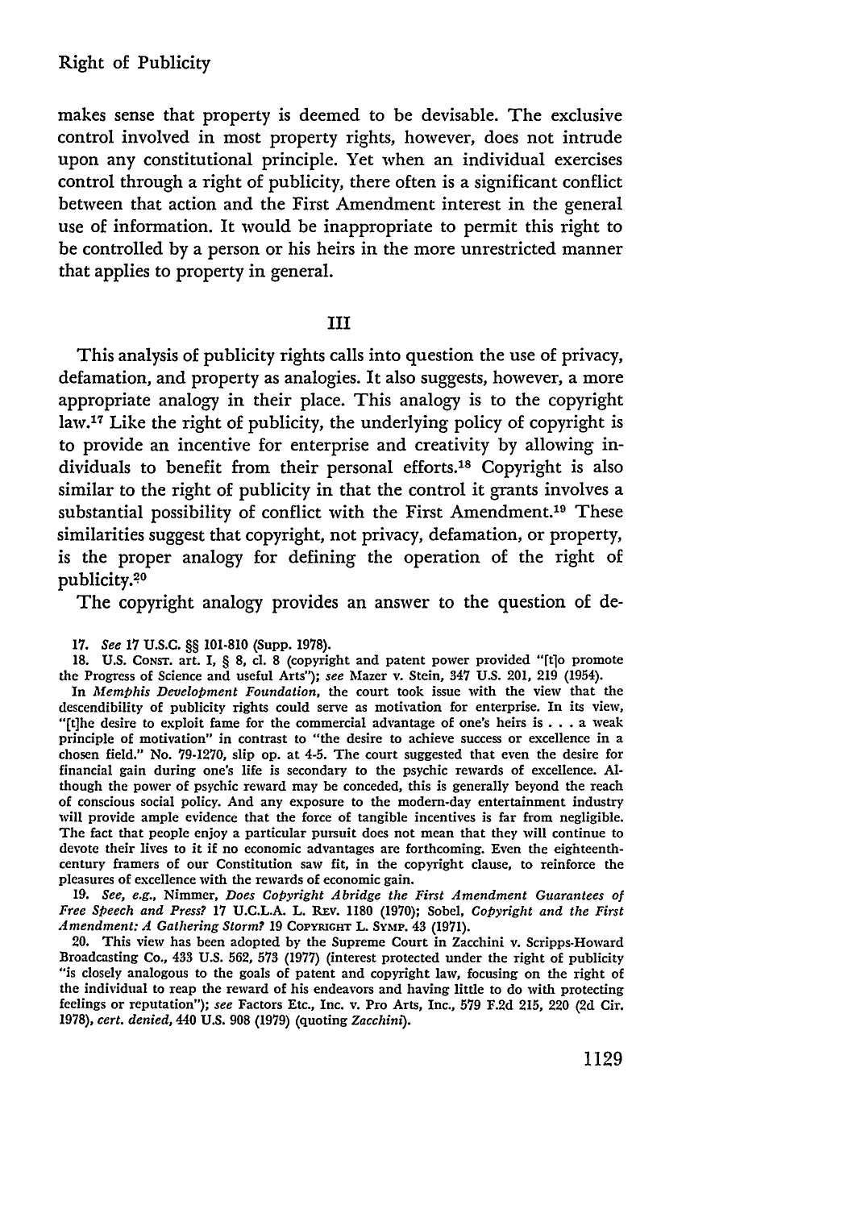makes sense that property is deemed to be devisable. The exclusive control involved in most property rights, however, does not intrude upon any constitutional principle. Yet when an individual exercises control through a right of publicity, there often is a significant conflict between that action and the First Amendment interest in the general use of information. It would be inappropriate to permit this right to be controlled by a person or his heirs in the more unrestricted manner that applies to property in general.

## III

This analysis of publicity rights calls into question the use of privacy, defamation, and property as analogies. It also suggests, however, a more appropriate analogy in their place. This analogy is to the copyright law.[17] Like the right of publicity, the underlying policy of copyright is to provide an incentive for enterprise and creativity by allowing individuals to benefit from their personal efforts.[18] Copyright is also similar to the right of publicity in that the control it grants involves a substantial possibility of conflict with the First Amendment.[19] These similarities suggest that copyright, not privacy, defamation, or property, is the proper analogy for defining the operation of the right of publicity.[20]

The copyright analogy provides an answer to the question of de-

---

17. *See* 17 U.S.C. §§ 101-810 (Supp. 1978).

18. U.S. CONST. art. I, § 8, cl. 8 (copyright and patent power provided "[t]o promote the Progress of Science and useful Arts"); *see* Mazer v. Stein, 347 U.S. 201, 219 (1954).

In *Memphis Development Foundation*, the court took issue with the view that the descendibility of publicity rights could serve as motivation for enterprise. In its view, "[t]he desire to exploit fame for the commercial advantage of one's heirs is . . . a weak principle of motivation" in contrast to "the desire to achieve success or excellence in a chosen field." No. 79-1270, slip op. at 4-5. The court suggested that even the desire for financial gain during one's life is secondary to the psychic rewards of excellence. Although the power of psychic reward may be conceded, this is generally beyond the reach of conscious social policy. And any exposure to the modern-day entertainment industry will provide ample evidence that the force of tangible incentives is far from negligible. The fact that people enjoy a particular pursuit does not mean that they will continue to devote their lives to it if no economic advantages are forthcoming. Even the eighteenth-century framers of our Constitution saw fit, in the copyright clause, to reinforce the pleasures of excellence with the rewards of economic gain.

19. *See, e.g.*, Nimmer, *Does Copyright Abridge the First Amendment Guarantees of Free Speech and Press?* 17 U.C.L.A. L. REV. 1180 (1970); Sobel, *Copyright and the First Amendment: A Gathering Storm?* 19 COPYRIGHT L. SYMP. 43 (1971).

20. This view has been adopted by the Supreme Court in Zacchini v. Scripps-Howard Broadcasting Co., 433 U.S. 562, 573 (1977) (interest protected under the right of publicity "is closely analogous to the goals of patent and copyright law, focusing on the right of the individual to reap the reward of his endeavors and having little to do with protecting feelings or reputation"); *see* Factors Etc., Inc. v. Pro Arts, Inc., 579 F.2d 215, 220 (2d Cir. 1978), *cert. denied*, 440 U.S. 908 (1979) (quoting *Zacchini*).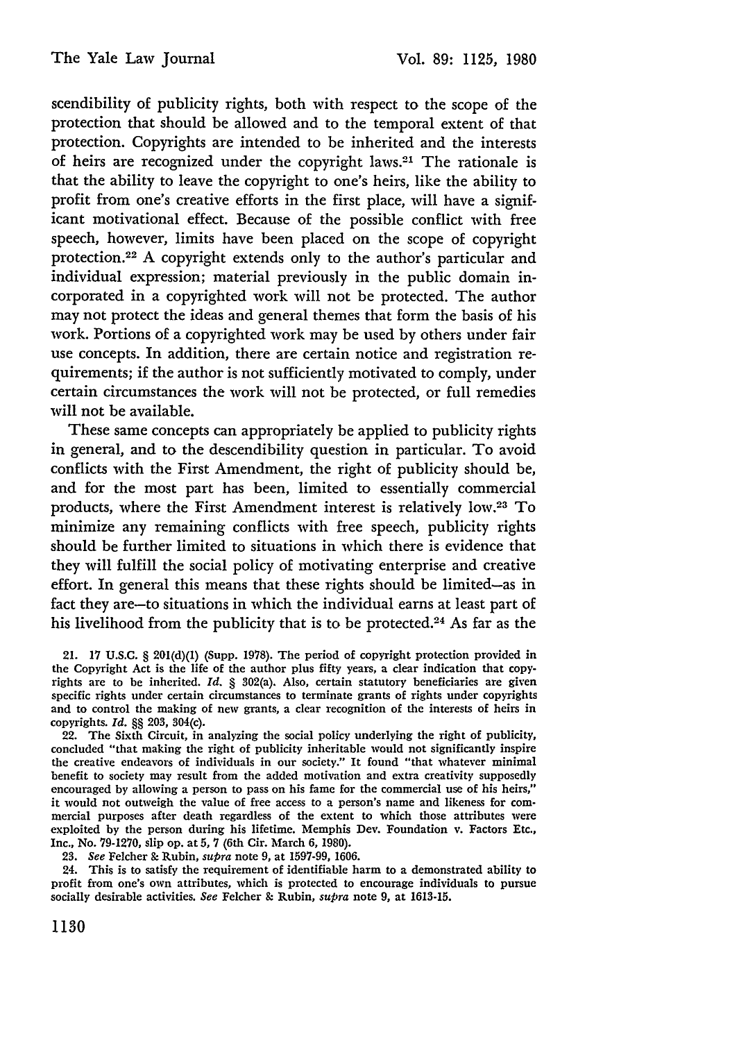scendibility of publicity rights, both with respect to the scope of the protection that should be allowed and to the temporal extent of that protection. Copyrights are intended to be inherited and the interests of heirs are recognized under the copyright laws.[21] The rationale is that the ability to leave the copyright to one's heirs, like the ability to profit from one's creative efforts in the first place, will have a significant motivational effect. Because of the possible conflict with free speech, however, limits have been placed on the scope of copyright protection.[22] A copyright extends only to the author's particular and individual expression; material previously in the public domain incorporated in a copyrighted work will not be protected. The author may not protect the ideas and general themes that form the basis of his work. Portions of a copyrighted work may be used by others under fair use concepts. In addition, there are certain notice and registration requirements; if the author is not sufficiently motivated to comply, under certain circumstances the work will not be protected, or full remedies will not be available.

These same concepts can appropriately be applied to publicity rights in general, and to the descendibility question in particular. To avoid conflicts with the First Amendment, the right of publicity should be, and for the most part has been, limited to essentially commercial products, where the First Amendment interest is relatively low.[23] To minimize any remaining conflicts with free speech, publicity rights should be further limited to situations in which there is evidence that they will fulfill the social policy of motivating enterprise and creative effort. In general this means that these rights should be limited—as in fact they are—to situations in which the individual earns at least part of his livelihood from the publicity that is to be protected.[24] As far as the

21. 17 U.S.C. § 201(d)(1) (Supp. 1978). The period of copyright protection provided in the Copyright Act is the life of the author plus fifty years, a clear indication that copyrights are to be inherited. *Id.* § 302(a). Also, certain statutory beneficiaries are given specific rights under certain circumstances to terminate grants of rights under copyrights and to control the making of new grants, a clear recognition of the interests of heirs in copyrights. *Id.* §§ 203, 304(c).

22. The Sixth Circuit, in analyzing the social policy underlying the right of publicity, concluded "that making the right of publicity inheritable would not significantly inspire the creative endeavors of individuals in our society." It found "that whatever minimal benefit to society may result from the added motivation and extra creativity supposedly encouraged by allowing a person to pass on his fame for the commercial use of his heirs," it would not outweigh the value of free access to a person's name and likeness for commercial purposes after death regardless of the extent to which those attributes were exploited by the person during his lifetime. Memphis Dev. Foundation v. Factors Etc., Inc., No. 79-1270, slip op. at 5, 7 (6th Cir. March 6, 1980).

23. *See* Felcher & Rubin, *supra* note 9, at 1597-99, 1606.

24. This is to satisfy the requirement of identifiable harm to a demonstrated ability to profit from one's own attributes, which is protected to encourage individuals to pursue socially desirable activities. *See* Felcher & Rubin, *supra* note 9, at 1613-15.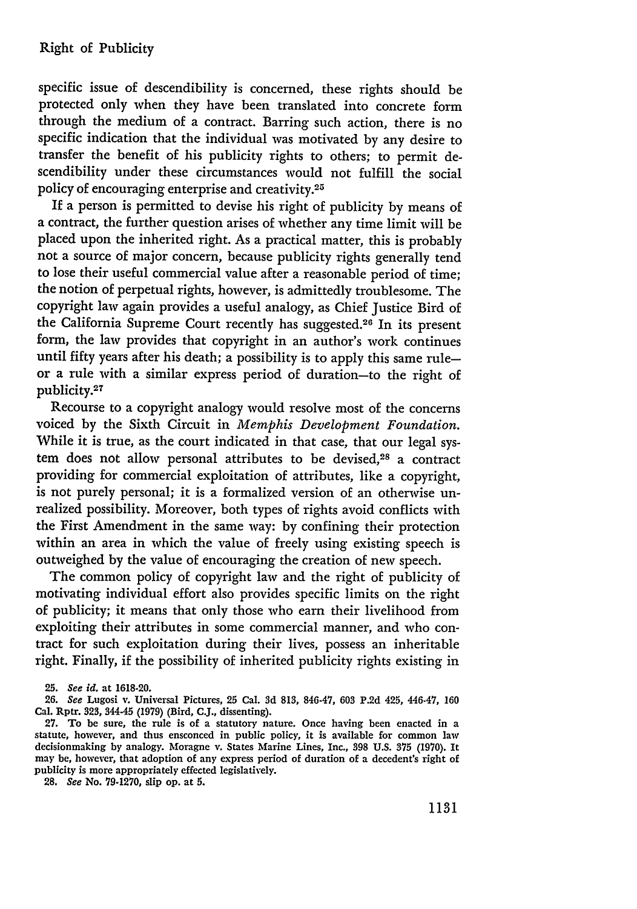specific issue of descendibility is concerned, these rights should be protected only when they have been translated into concrete form through the medium of a contract. Barring such action, there is no specific indication that the individual was motivated by any desire to transfer the benefit of his publicity rights to others; to permit descendibility under these circumstances would not fulfill the social policy of encouraging enterprise and creativity.[25]

If a person is permitted to devise his right of publicity by means of a contract, the further question arises of whether any time limit will be placed upon the inherited right. As a practical matter, this is probably not a source of major concern, because publicity rights generally tend to lose their useful commercial value after a reasonable period of time; the notion of perpetual rights, however, is admittedly troublesome. The copyright law again provides a useful analogy, as Chief Justice Bird of the California Supreme Court recently has suggested.[26] In its present form, the law provides that copyright in an author's work continues until fifty years after his death; a possibility is to apply this same rule—or a rule with a similar express period of duration—to the right of publicity.[27]

Recourse to a copyright analogy would resolve most of the concerns voiced by the Sixth Circuit in *Memphis Development Foundation.* While it is true, as the court indicated in that case, that our legal system does not allow personal attributes to be devised,[28] a contract providing for commercial exploitation of attributes, like a copyright, is not purely personal; it is a formalized version of an otherwise unrealized possibility. Moreover, both types of rights avoid conflicts with the First Amendment in the same way: by confining their protection within an area in which the value of freely using existing speech is outweighed by the value of encouraging the creation of new speech.

The common policy of copyright law and the right of publicity of motivating individual effort also provides specific limits on the right of publicity; it means that only those who earn their livelihood from exploiting their attributes in some commercial manner, and who contract for such exploitation during their lives, possess an inheritable right. Finally, if the possibility of inherited publicity rights existing in

25. *See id.* at 1618-20.

26. *See* Lugosi v. Universal Pictures, 25 Cal. 3d 813, 846-47, 603 P.2d 425, 446-47, 160 Cal. Rptr. 323, 344-45 (1979) (Bird, C.J., dissenting).

27. To be sure, the rule is of a statutory nature. Once having been enacted in a statute, however, and thus ensconced in public policy, it is available for common law decisionmaking by analogy. Moragne v. States Marine Lines, Inc., 398 U.S. 375 (1970). It may be, however, that adoption of any express period of duration of a decedent's right of publicity is more appropriately effected legislatively.

28. *See* No. 79-1270, slip op. at 5.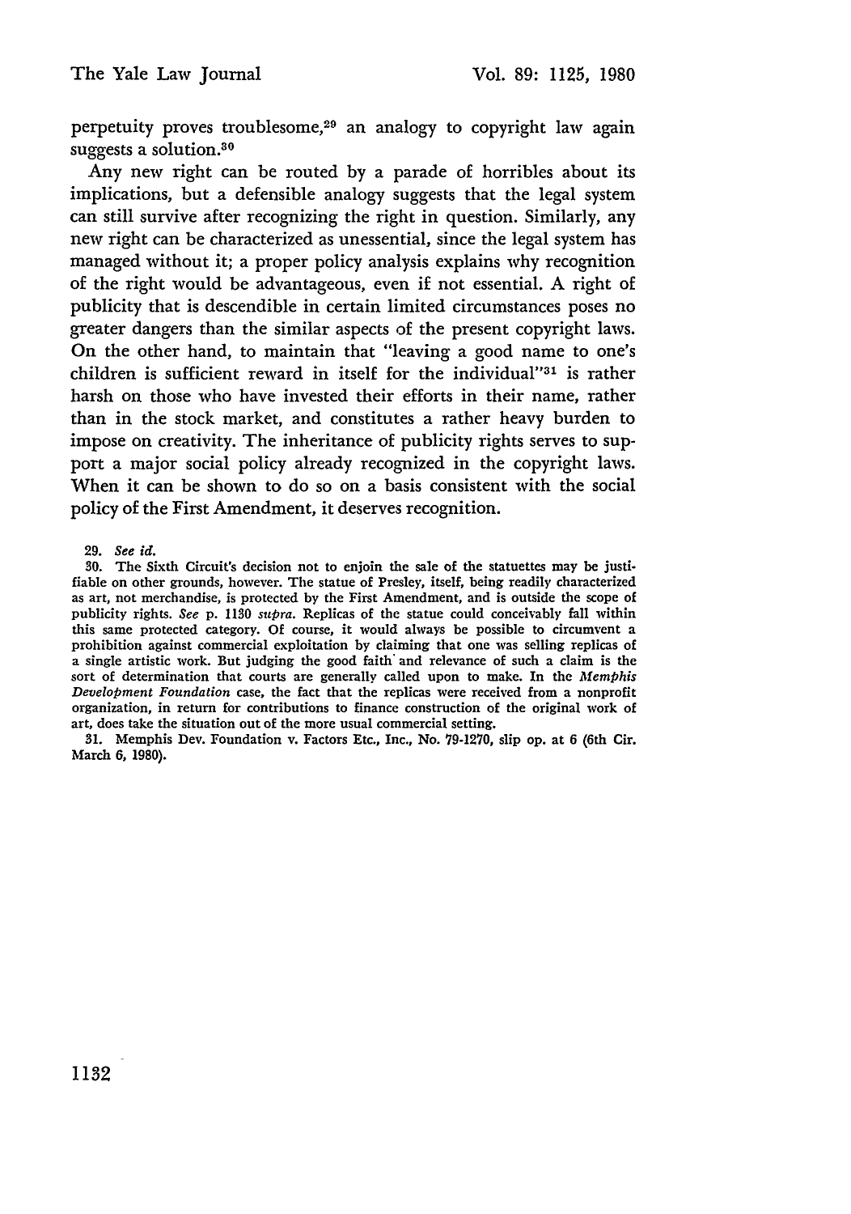perpetuity proves troublesome,[29] an analogy to copyright law again suggests a solution.[30]

Any new right can be routed by a parade of horribles about its implications, but a defensible analogy suggests that the legal system can still survive after recognizing the right in question. Similarly, any new right can be characterized as unessential, since the legal system has managed without it; a proper policy analysis explains why recognition of the right would be advantageous, even if not essential. A right of publicity that is descendible in certain limited circumstances poses no greater dangers than the similar aspects of the present copyright laws. On the other hand, to maintain that "leaving a good name to one's children is sufficient reward in itself for the individual"[31] is rather harsh on those who have invested their efforts in their name, rather than in the stock market, and constitutes a rather heavy burden to impose on creativity. The inheritance of publicity rights serves to support a major social policy already recognized in the copyright laws. When it can be shown to do so on a basis consistent with the social policy of the First Amendment, it deserves recognition.

29. *See id.*

30. The Sixth Circuit's decision not to enjoin the sale of the statuettes may be justifiable on other grounds, however. The statue of Presley, itself, being readily characterized as art, not merchandise, is protected by the First Amendment, and is outside the scope of publicity rights. *See* p. 1130 *supra*. Replicas of the statue could conceivably fall within this same protected category. Of course, it would always be possible to circumvent a prohibition against commercial exploitation by claiming that one was selling replicas of a single artistic work. But judging the good faith and relevance of such a claim is the sort of determination that courts are generally called upon to make. In the *Memphis Development Foundation* case, the fact that the replicas were received from a nonprofit organization, in return for contributions to finance construction of the original work of art, does take the situation out of the more usual commercial setting.

31. Memphis Dev. Foundation v. Factors Etc., Inc., No. 79-1270, slip op. at 6 (6th Cir. March 6, 1980).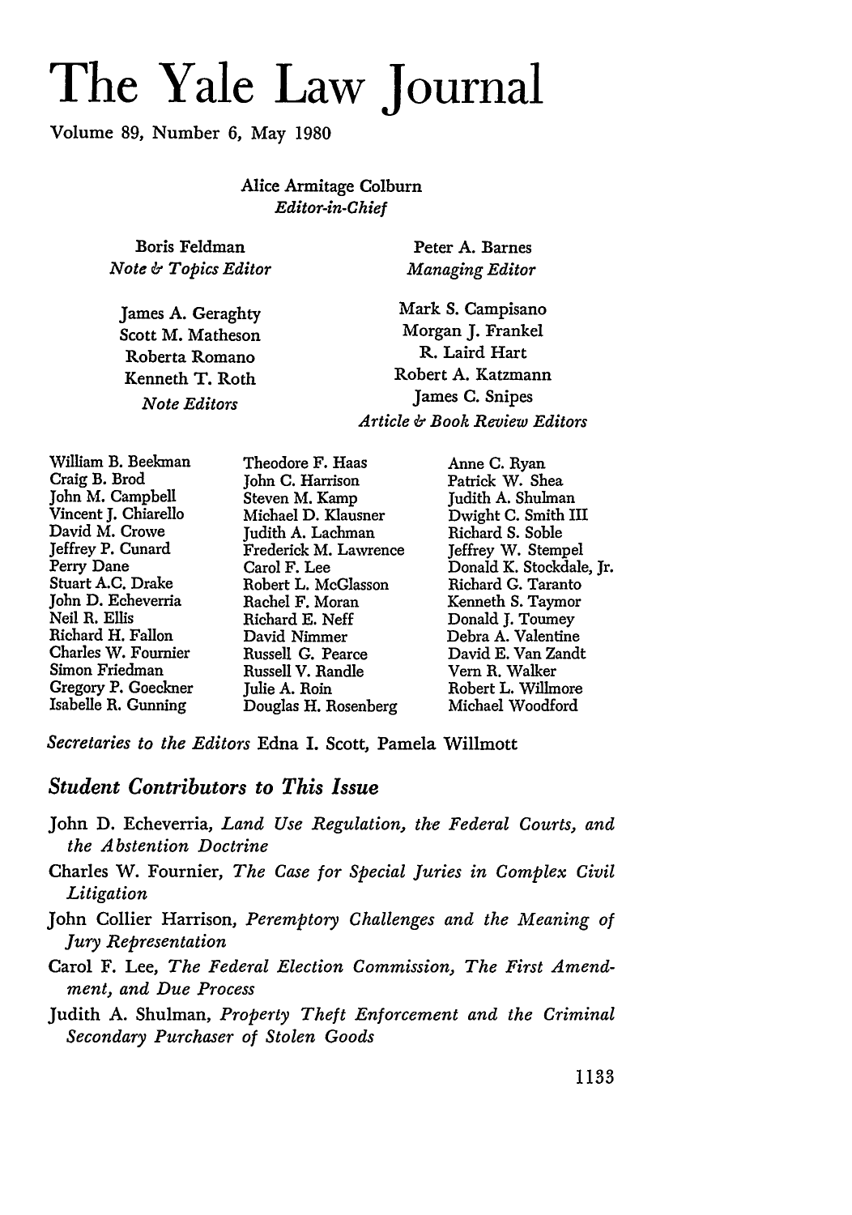# The Yale Law Journal

Volume 89, Number 6, May 1980

Alice Armitage Colburn
*Editor-in-Chief*

Boris Feldman
*Note & Topics Editor*

Peter A. Barnes
*Managing Editor*

James A. Geraghty
Scott M. Matheson
Roberta Romano
Kenneth T. Roth
*Note Editors*

Mark S. Campisano
Morgan J. Frankel
R. Laird Hart
Robert A. Katzmann
James C. Snipes
*Article & Book Review Editors*

| | | |
|---|---|---|
| William B. Beekman | Theodore F. Haas | Anne C. Ryan |
| Craig B. Brod | John C. Harrison | Patrick W. Shea |
| John M. Campbell | Steven M. Kamp | Judith A. Shulman |
| Vincent J. Chiarello | Michael D. Klausner | Dwight C. Smith III |
| David M. Crowe | Judith A. Lachman | Richard S. Soble |
| Jeffrey P. Cunard | Frederick M. Lawrence | Jeffrey W. Stempel |
| Perry Dane | Carol F. Lee | Donald K. Stockdale, Jr. |
| Stuart A.C. Drake | Robert L. McGlasson | Richard G. Taranto |
| John D. Echeverria | Rachel F. Moran | Kenneth S. Taymor |
| Neil R. Ellis | Richard E. Neff | Donald J. Toumey |
| Richard H. Fallon | David Nimmer | Debra A. Valentine |
| Charles W. Fournier | Russell G. Pearce | David E. Van Zandt |
| Simon Friedman | Russell V. Randle | Vern R. Walker |
| Gregory P. Goeckner | Julie A. Roin | Robert L. Willmore |
| Isabelle R. Gunning | Douglas H. Rosenberg | Michael Woodford |

*Secretaries to the Editors* Edna I. Scott, Pamela Willmott

## *Student Contributors to This Issue*

John D. Echeverria, *Land Use Regulation, the Federal Courts, and the Abstention Doctrine*

Charles W. Fournier, *The Case for Special Juries in Complex Civil Litigation*

John Collier Harrison, *Peremptory Challenges and the Meaning of Jury Representation*

Carol F. Lee, *The Federal Election Commission, The First Amendment, and Due Process*

Judith A. Shulman, *Property Theft Enforcement and the Criminal Secondary Purchaser of Stolen Goods*